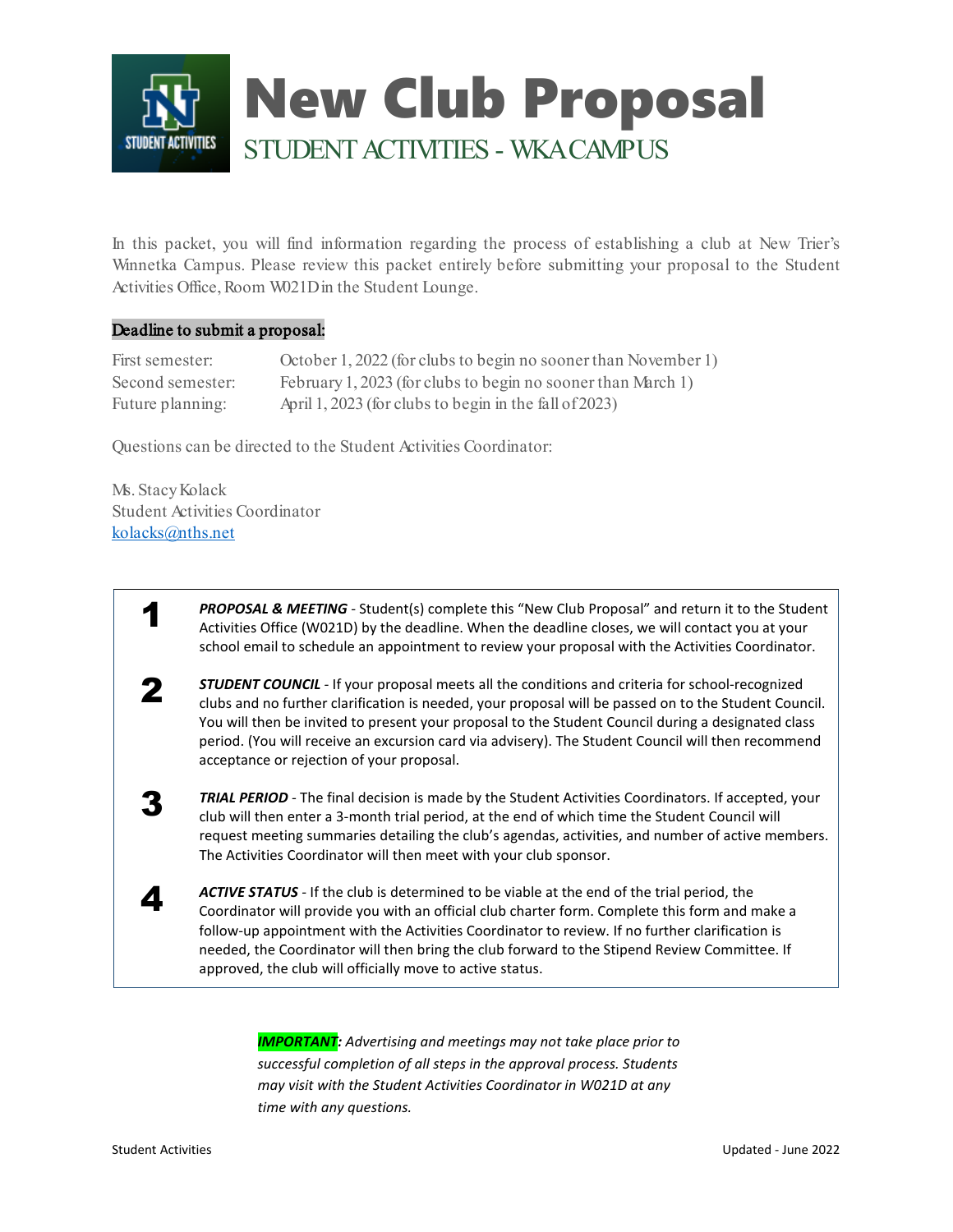# New Club Proposal

## STUDENT ACTIVITIES - WKA CAMPUS

In this packet, you will find information regarding the process of establishing a club at New Trier's Winnetka Campus. Please review this packet entirely before submitting your proposal to the Student Activities Office, Room W021D in the Student Lounge.

**Deadline to submit a proposal:**

| | |
|---|---|
| First semester: | October 1, 2022 (for clubs to begin no sooner than November 1) |
| Second semester: | February 1, 2023 (for clubs to begin no sooner than March 1) |
| Future planning: | April 1, 2023 (for clubs to begin in the fall of 2023) |

Questions can be directed to the Student Activities Coordinator:

Ms. Stacy Kolack
Student Activities Coordinator
kolacks@nths.net

**1** ***PROPOSAL & MEETING*** - Student(s) complete this "New Club Proposal" and return it to the Student Activities Office (W021D) by the deadline. When the deadline closes, we will contact you at your school email to schedule an appointment to review your proposal with the Activities Coordinator.

**2** ***STUDENT COUNCIL*** - If your proposal meets all the conditions and criteria for school-recognized clubs and no further clarification is needed, your proposal will be passed on to the Student Council. You will then be invited to present your proposal to the Student Council during a designated class period. (You will receive an excursion card via advisery). The Student Council will then recommend acceptance or rejection of your proposal.

**3** ***TRIAL PERIOD*** - The final decision is made by the Student Activities Coordinators. If accepted, your club will then enter a 3-month trial period, at the end of which time the Student Council will request meeting summaries detailing the club's agendas, activities, and number of active members. The Activities Coordinator will then meet with your club sponsor.

**4** ***ACTIVE STATUS*** - If the club is determined to be viable at the end of the trial period, the Coordinator will provide you with an official club charter form. Complete this form and make a follow-up appointment with the Activities Coordinator to review. If no further clarification is needed, the Coordinator will then bring the club forward to the Stipend Review Committee. If approved, the club will officially move to active status.

***IMPORTANT**: Advertising and meetings may not take place prior to successful completion of all steps in the approval process. Students may visit with the Student Activities Coordinator in W021D at any time with any questions.*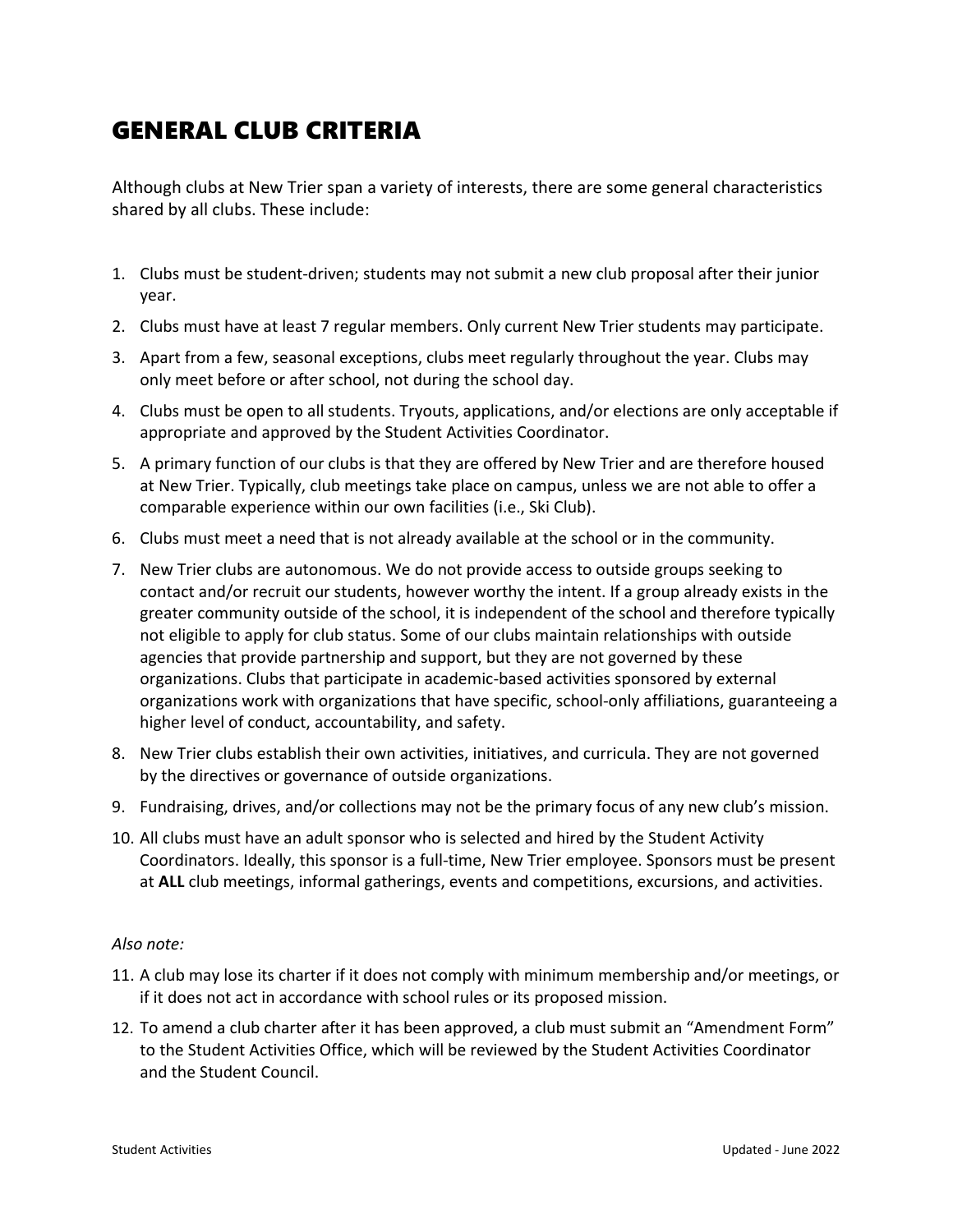# GENERAL CLUB CRITERIA

Although clubs at New Trier span a variety of interests, there are some general characteristics shared by all clubs. These include:

1. Clubs must be student-driven; students may not submit a new club proposal after their junior year.
2. Clubs must have at least 7 regular members. Only current New Trier students may participate.
3. Apart from a few, seasonal exceptions, clubs meet regularly throughout the year. Clubs may only meet before or after school, not during the school day.
4. Clubs must be open to all students. Tryouts, applications, and/or elections are only acceptable if appropriate and approved by the Student Activities Coordinator.
5. A primary function of our clubs is that they are offered by New Trier and are therefore housed at New Trier. Typically, club meetings take place on campus, unless we are not able to offer a comparable experience within our own facilities (i.e., Ski Club).
6. Clubs must meet a need that is not already available at the school or in the community.
7. New Trier clubs are autonomous. We do not provide access to outside groups seeking to contact and/or recruit our students, however worthy the intent. If a group already exists in the greater community outside of the school, it is independent of the school and therefore typically not eligible to apply for club status. Some of our clubs maintain relationships with outside agencies that provide partnership and support, but they are not governed by these organizations. Clubs that participate in academic-based activities sponsored by external organizations work with organizations that have specific, school-only affiliations, guaranteeing a higher level of conduct, accountability, and safety.
8. New Trier clubs establish their own activities, initiatives, and curricula. They are not governed by the directives or governance of outside organizations.
9. Fundraising, drives, and/or collections may not be the primary focus of any new club's mission.
10. All clubs must have an adult sponsor who is selected and hired by the Student Activity Coordinators. Ideally, this sponsor is a full-time, New Trier employee. Sponsors must be present at **ALL** club meetings, informal gatherings, events and competitions, excursions, and activities.

*Also note:*

11. A club may lose its charter if it does not comply with minimum membership and/or meetings, or if it does not act in accordance with school rules or its proposed mission.
12. To amend a club charter after it has been approved, a club must submit an "Amendment Form" to the Student Activities Office, which will be reviewed by the Student Activities Coordinator and the Student Council.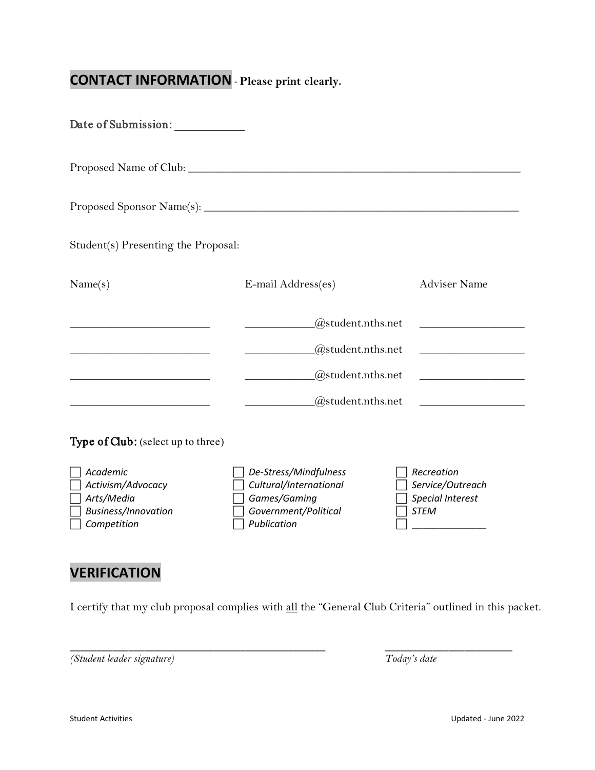## CONTACT INFORMATION - **Please print clearly.**

Date of Submission: ___________

Proposed Name of Club: ___________________________________________________________

Proposed Sponsor Name(s): ________________________________________________________

Student(s) Presenting the Proposal:

| Name(s) | E-mail Address(es) | Adviser Name |
|---|---|---|
| ________________________ | ___________@student.nths.net | __________________ |
| ________________________ | ___________@student.nths.net | __________________ |
| ________________________ | ___________@student.nths.net | __________________ |
| ________________________ | ___________@student.nths.net | __________________ |

**Type of Club:** (select up to three)

- ☐ *Academic*
- ☐ *Activism/Advocacy*
- ☐ *Arts/Media*
- ☐ *Business/Innovation*
- ☐ *Competition*
- ☐ *De-Stress/Mindfulness*
- ☐ *Cultural/International*
- ☐ *Games/Gaming*
- ☐ *Government/Political*
- ☐ *Publication*
- ☐ *Recreation*
- ☐ *Service/Outreach*
- ☐ *Special Interest*
- ☐ *STEM*
- ☐ ______________

## VERIFICATION

I certify that my club proposal complies with <u>all</u> the "General Club Criteria" outlined in this packet.

_____________________________________________ ______________________

*(Student leader signature)* *Today's date*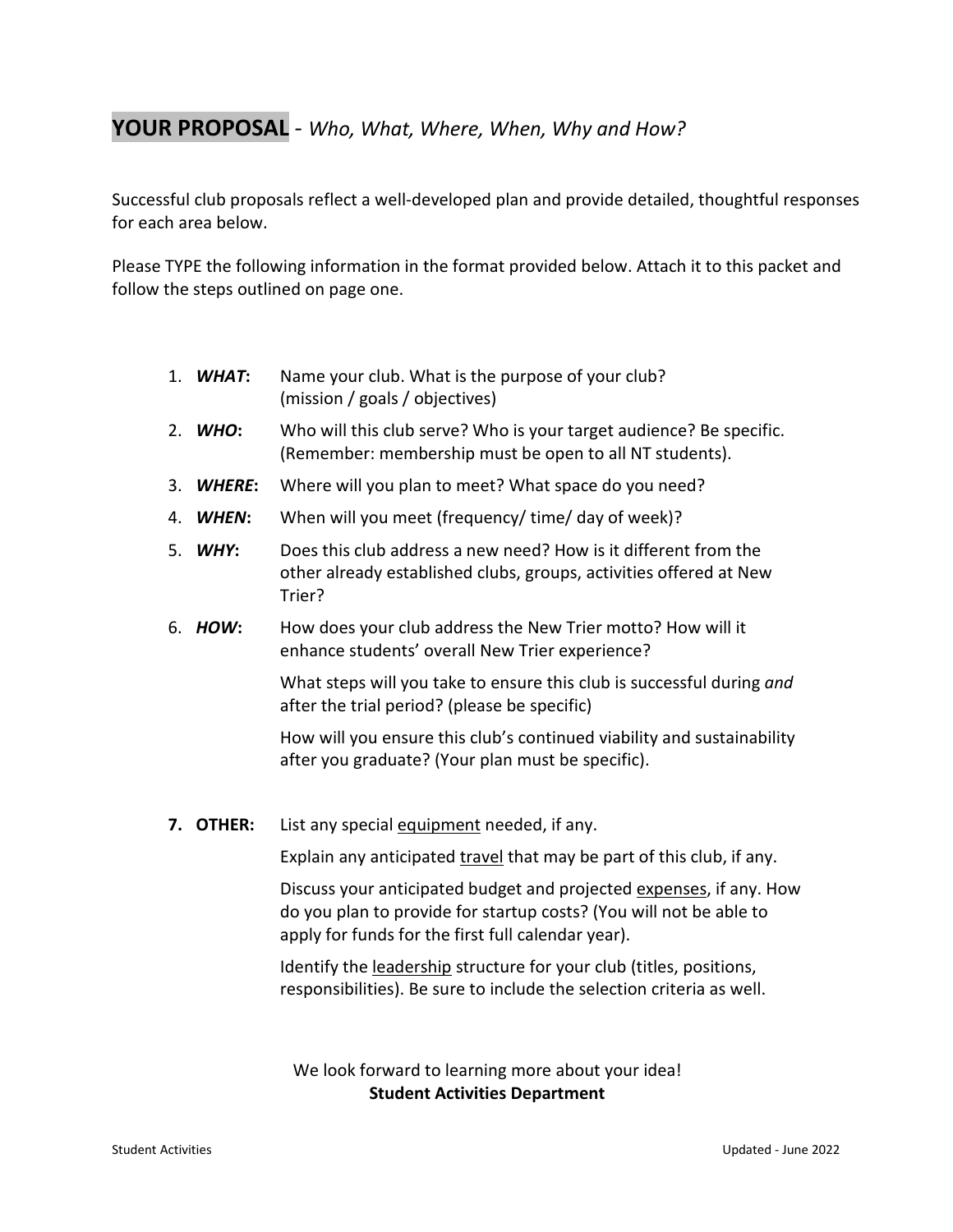## YOUR PROPOSAL - *Who, What, Where, When, Why and How?*

Successful club proposals reflect a well-developed plan and provide detailed, thoughtful responses for each area below.

Please TYPE the following information in the format provided below. Attach it to this packet and follow the steps outlined on page one.

1. ***WHAT*:** Name your club. What is the purpose of your club? (mission / goals / objectives)
2. ***WHO*:** Who will this club serve? Who is your target audience? Be specific. (Remember: membership must be open to all NT students).
3. ***WHERE*:** Where will you plan to meet? What space do you need?
4. ***WHEN*:** When will you meet (frequency/ time/ day of week)?
5. ***WHY*:** Does this club address a new need? How is it different from the other already established clubs, groups, activities offered at New Trier?
6. ***HOW*:** How does your club address the New Trier motto? How will it enhance students' overall New Trier experience?

   What steps will you take to ensure this club is successful during *and* after the trial period? (please be specific)

   How will you ensure this club's continued viability and sustainability after you graduate? (Your plan must be specific).

7. **OTHER:** List any special <u>equipment</u> needed, if any.

   Explain any anticipated <u>travel</u> that may be part of this club, if any.

   Discuss your anticipated budget and projected <u>expenses</u>, if any. How do you plan to provide for startup costs? (You will not be able to apply for funds for the first full calendar year).

   Identify the <u>leadership</u> structure for your club (titles, positions, responsibilities). Be sure to include the selection criteria as well.

We look forward to learning more about your idea!
**Student Activities Department**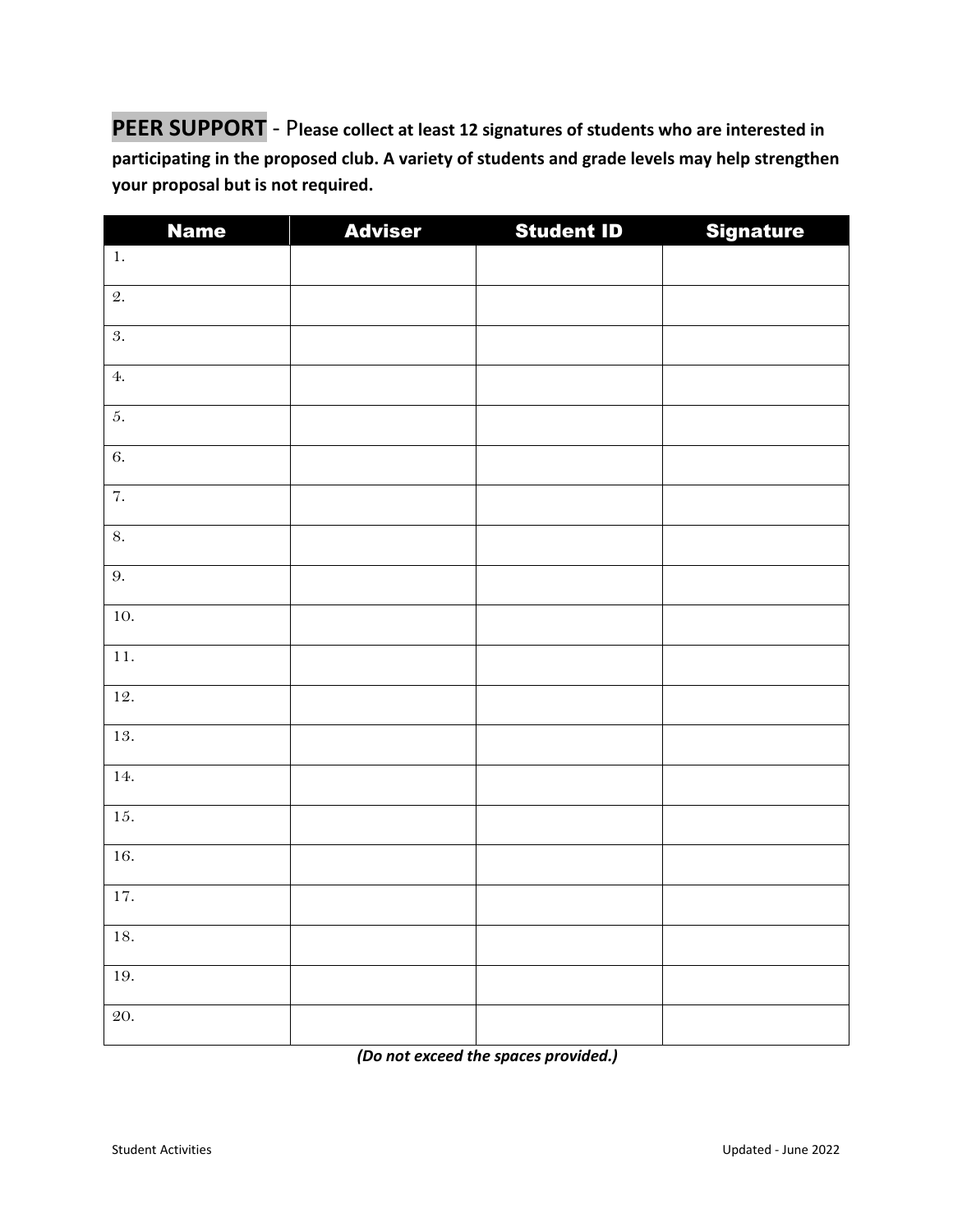**PEER SUPPORT** - **Please collect at least 12 signatures of students who are interested in participating in the proposed club. A variety of students and grade levels may help strengthen your proposal but is not required.**

| Name | Adviser | Student ID | Signature |
|---|---|---|---|
| 1. | | | |
| 2. | | | |
| 3. | | | |
| 4. | | | |
| 5. | | | |
| 6. | | | |
| 7. | | | |
| 8. | | | |
| 9. | | | |
| 10. | | | |
| 11. | | | |
| 12. | | | |
| 13. | | | |
| 14. | | | |
| 15. | | | |
| 16. | | | |
| 17. | | | |
| 18. | | | |
| 19. | | | |
| 20. | | | |

***(Do not exceed the spaces provided.)***